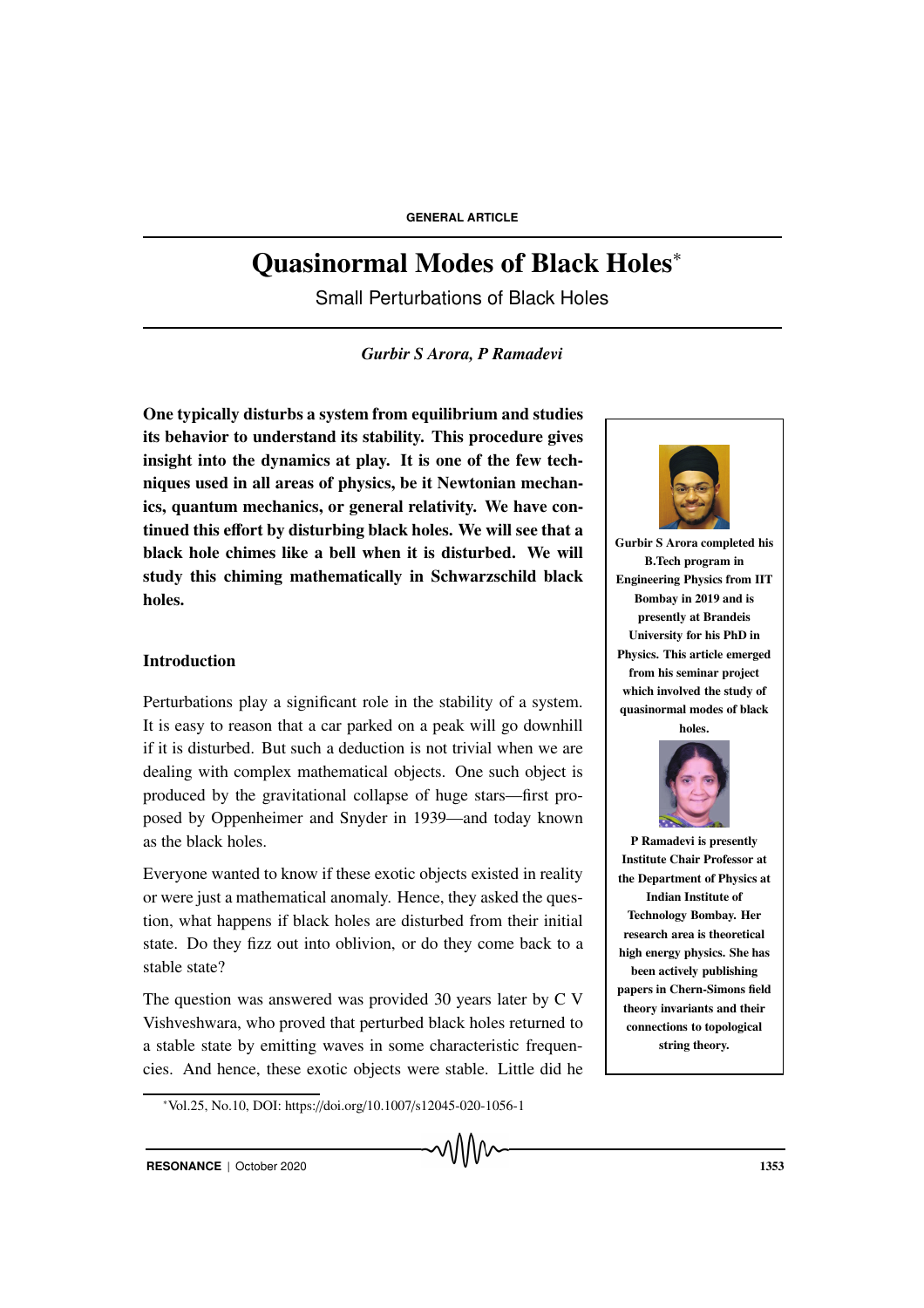GENERAL ARTICLE

# Quasinormal Modes of Black Holes*

Small Perturbations of Black Holes

*Gurbir S Arora, P Ramadevi*

**One typically disturbs a system from equilibrium and studies its behavior to understand its stability. This procedure gives insight into the dynamics at play. It is one of the few techniques used in all areas of physics, be it Newtonian mechanics, quantum mechanics, or general relativity. We have continued this effort by disturbing black holes. We will see that a black hole chimes like a bell when it is disturbed. We will study this chiming mathematically in Schwarzschild black holes.**

**Gurbir S Arora completed his B.Tech program in Engineering Physics from IIT Bombay in 2019 and is presently at Brandeis University for his PhD in Physics. This article emerged from his seminar project which involved the study of quasinormal modes of black holes.**

**P Ramadevi is presently Institute Chair Professor at the Department of Physics at Indian Institute of Technology Bombay. Her research area is theoretical high energy physics. She has been actively publishing papers in Chern-Simons field theory invariants and their connections to topological string theory.**

## Introduction

Perturbations play a significant role in the stability of a system. It is easy to reason that a car parked on a peak will go downhill if it is disturbed. But such a deduction is not trivial when we are dealing with complex mathematical objects. One such object is produced by the gravitational collapse of huge stars—first proposed by Oppenheimer and Snyder in 1939—and today known as the black holes.

Everyone wanted to know if these exotic objects existed in reality or were just a mathematical anomaly. Hence, they asked the question, what happens if black holes are disturbed from their initial state. Do they fizz out into oblivion, or do they come back to a stable state?

The question was answered was provided 30 years later by C V Vishveshwara, who proved that perturbed black holes returned to a stable state by emitting waves in some characteristic frequencies. And hence, these exotic objects were stable. Little did he

*Vol.25, No.10, DOI: https://doi.org/10.1007/s12045-020-1056-1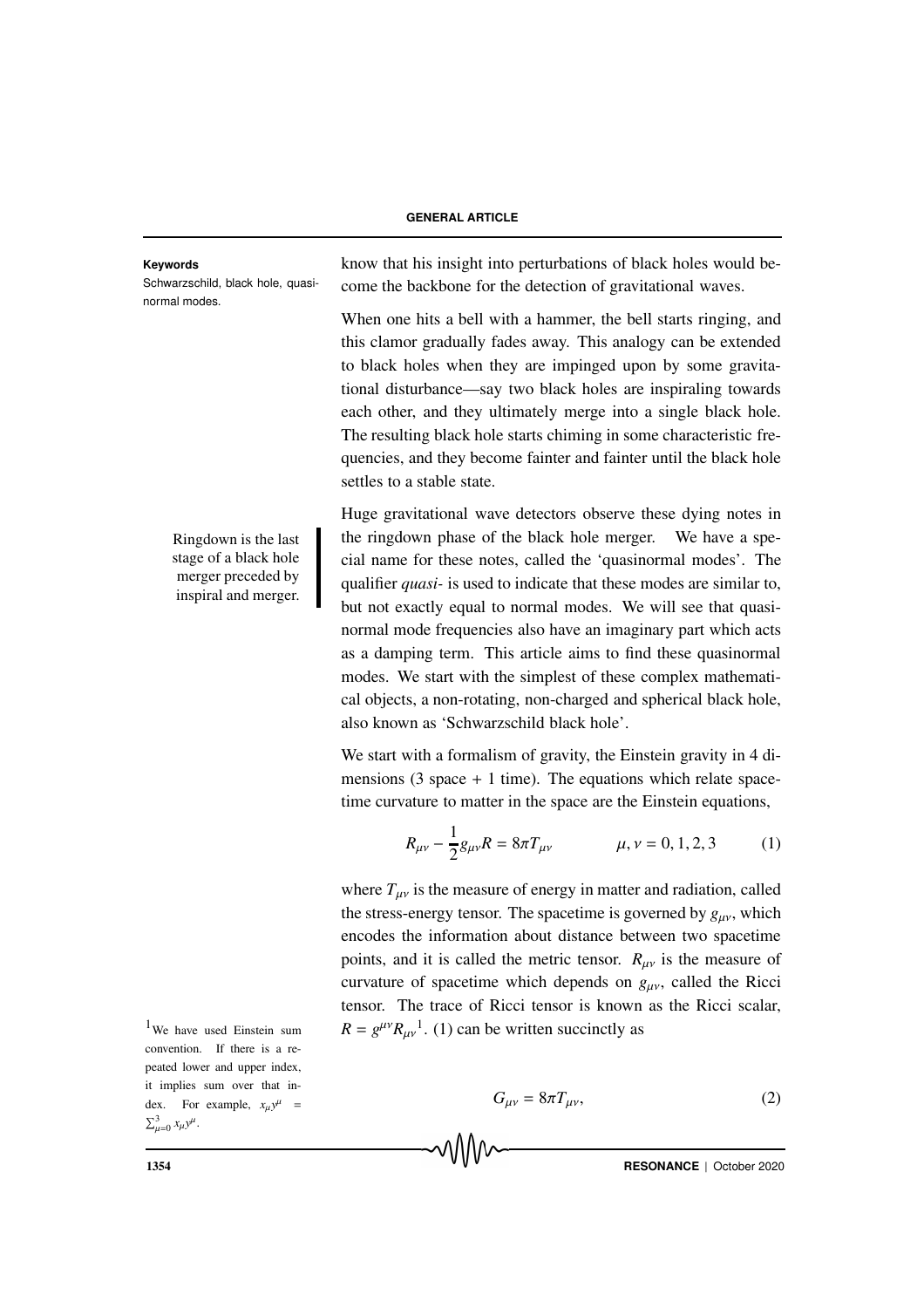**Keywords**

Schwarzschild, black hole, quasinormal modes.

know that his insight into perturbations of black holes would become the backbone for the detection of gravitational waves.

When one hits a bell with a hammer, the bell starts ringing, and this clamor gradually fades away. This analogy can be extended to black holes when they are impinged upon by some gravitational disturbance—say two black holes are inspiraling towards each other, and they ultimately merge into a single black hole. The resulting black hole starts chiming in some characteristic frequencies, and they become fainter and fainter until the black hole settles to a stable state.

Ringdown is the last stage of a black hole merger preceded by inspiral and merger.

Huge gravitational wave detectors observe these dying notes in the ringdown phase of the black hole merger. We have a special name for these notes, called the 'quasinormal modes'. The qualifier *quasi-* is used to indicate that these modes are similar to, but not exactly equal to normal modes. We will see that quasinormal mode frequencies also have an imaginary part which acts as a damping term. This article aims to find these quasinormal modes. We start with the simplest of these complex mathematical objects, a non-rotating, non-charged and spherical black hole, also known as 'Schwarzschild black hole'.

We start with a formalism of gravity, the Einstein gravity in 4 dimensions (3 space + 1 time). The equations which relate spacetime curvature to matter in the space are the Einstein equations,

$$R_{\mu\nu} - \frac{1}{2}g_{\mu\nu}R = 8\pi T_{\mu\nu} \qquad \mu, \nu = 0, 1, 2, 3 \tag{1}$$

where $T_{\mu\nu}$ is the measure of energy in matter and radiation, called the stress-energy tensor. The spacetime is governed by $g_{\mu\nu}$, which encodes the information about distance between two spacetime points, and it is called the metric tensor. $R_{\mu\nu}$ is the measure of curvature of spacetime which depends on $g_{\mu\nu}$, called the Ricci tensor. The trace of Ricci tensor is known as the Ricci scalar, $R = g^{\mu\nu}R_{\mu\nu}$[1]. (1) can be written succinctly as

$$G_{\mu\nu} = 8\pi T_{\mu\nu}, \tag{2}$$

[1]We have used Einstein sum convention. If there is a repeated lower and upper index, it implies sum over that index. For example, $x_\mu y^\mu = \sum_{\mu=0}^{3} x_\mu y^\mu$.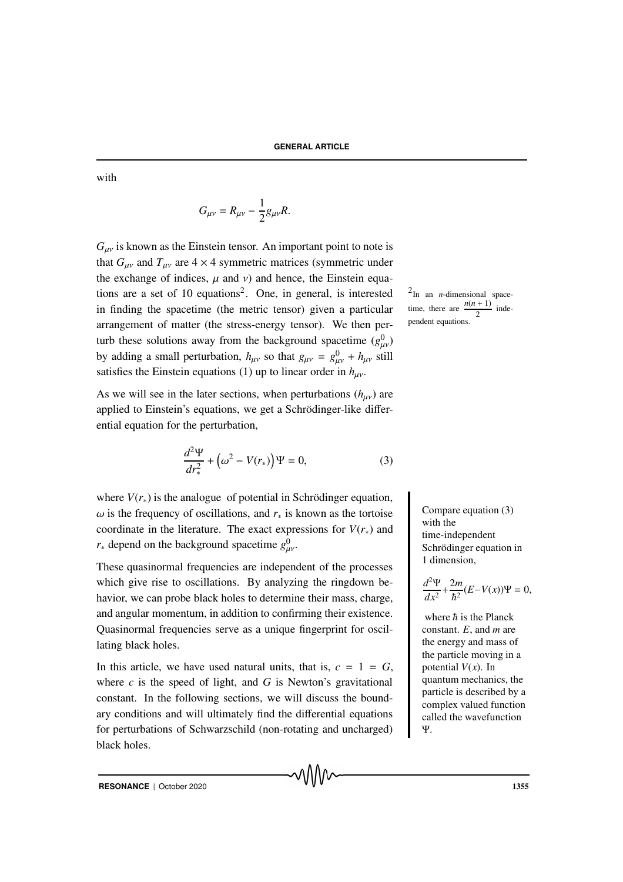with

$$G_{\mu\nu} = R_{\mu\nu} - \frac{1}{2}g_{\mu\nu}R.$$

$G_{\mu\nu}$ is known as the Einstein tensor. An important point to note is that $G_{\mu\nu}$ and $T_{\mu\nu}$ are $4 \times 4$ symmetric matrices (symmetric under the exchange of indices, $\mu$ and $\nu$) and hence, the Einstein equations are a set of 10 equations[2]. One, in general, is interested in finding the spacetime (the metric tensor) given a particular arrangement of matter (the stress-energy tensor). We then perturb these solutions away from the background spacetime ($g^0_{\mu\nu}$) by adding a small perturbation, $h_{\mu\nu}$ so that $g_{\mu\nu} = g^0_{\mu\nu} + h_{\mu\nu}$ still satisfies the Einstein equations (1) up to linear order in $h_{\mu\nu}$.

[2] In an $n$-dimensional spacetime, there are $\frac{n(n+1)}{2}$ independent equations.

As we will see in the later sections, when perturbations ($h_{\mu\nu}$) are applied to Einstein's equations, we get a Schrödinger-like differential equation for the perturbation,

$$\frac{d^2\Psi}{dr_*^2} + \left(\omega^2 - V(r_*)\right)\Psi = 0, \tag{3}$$

where $V(r_*)$ is the analogue of potential in Schrödinger equation, $\omega$ is the frequency of oscillations, and $r_*$ is known as the tortoise coordinate in the literature. The exact expressions for $V(r_*)$ and $r_*$ depend on the background spacetime $g^0_{\mu\nu}$.

Compare equation (3) with the time-independent Schrödinger equation in 1 dimension,

$$\frac{d^2\Psi}{dx^2} + \frac{2m}{\hbar^2}(E - V(x))\Psi = 0,$$

where $\hbar$ is the Planck constant. $E$, and $m$ are the energy and mass of the particle moving in a potential $V(x)$. In quantum mechanics, the particle is described by a complex valued function called the wavefunction $\Psi$.

These quasinormal frequencies are independent of the processes which give rise to oscillations. By analyzing the ringdown behavior, we can probe black holes to determine their mass, charge, and angular momentum, in addition to confirming their existence. Quasinormal frequencies serve as a unique fingerprint for oscillating black holes.

In this article, we have used natural units, that is, $c = 1 = G$, where $c$ is the speed of light, and $G$ is Newton's gravitational constant. In the following sections, we will discuss the boundary conditions and will ultimately find the differential equations for perturbations of Schwarzschild (non-rotating and uncharged) black holes.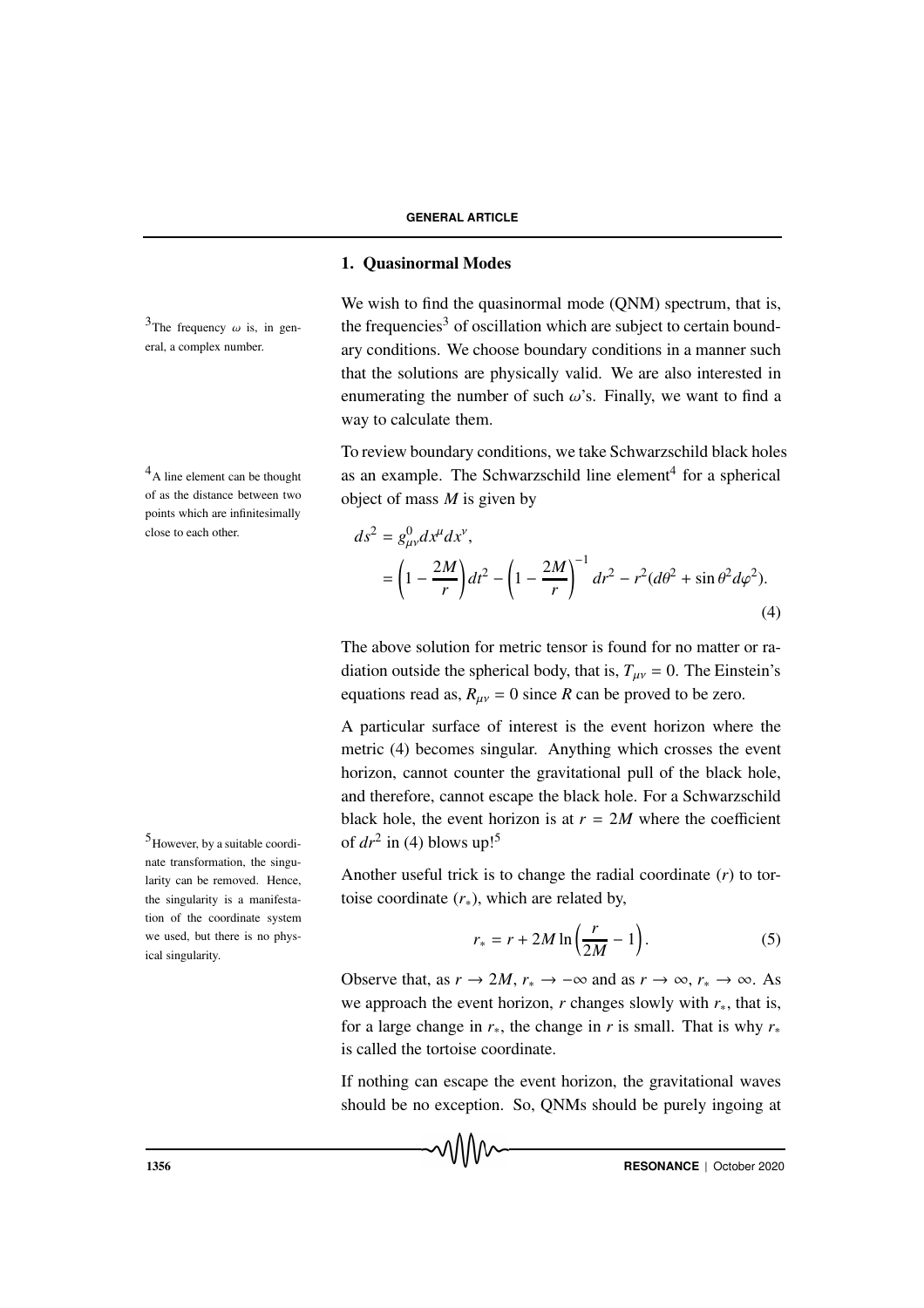## 1. Quasinormal Modes

We wish to find the quasinormal mode (QNM) spectrum, that is, the frequencies[3] of oscillation which are subject to certain boundary conditions. We choose boundary conditions in a manner such that the solutions are physically valid. We are also interested in enumerating the number of such $\omega$'s. Finally, we want to find a way to calculate them.

[3] The frequency $\omega$ is, in general, a complex number.

To review boundary conditions, we take Schwarzschild black holes as an example. The Schwarzschild line element[4] for a spherical object of mass $M$ is given by

[4] A line element can be thought of as the distance between two points which are infinitesimally close to each other.

$$
\begin{aligned}
ds^2 &= g^0_{\mu\nu} dx^\mu dx^\nu, \\
&= \left(1 - \frac{2M}{r}\right) dt^2 - \left(1 - \frac{2M}{r}\right)^{-1} dr^2 - r^2(d\theta^2 + \sin\theta^2 d\varphi^2).
\end{aligned}
\tag{4}
$$

The above solution for metric tensor is found for no matter or radiation outside the spherical body, that is, $T_{\mu\nu} = 0$. The Einstein's equations read as, $R_{\mu\nu} = 0$ since $R$ can be proved to be zero.

A particular surface of interest is the event horizon where the metric (4) becomes singular. Anything which crosses the event horizon, cannot counter the gravitational pull of the black hole, and therefore, cannot escape the black hole. For a Schwarzschild black hole, the event horizon is at $r = 2M$ where the coefficient of $dr^2$ in (4) blows up![5]

[5] However, by a suitable coordinate transformation, the singularity can be removed. Hence, the singularity is a manifestation of the coordinate system we used, but there is no physical singularity.

Another useful trick is to change the radial coordinate ($r$) to tortoise coordinate ($r_*$), which are related by,

$$
r_* = r + 2M \ln\left(\frac{r}{2M} - 1\right). \tag{5}
$$

Observe that, as $r \to 2M$, $r_* \to -\infty$ and as $r \to \infty$, $r_* \to \infty$. As we approach the event horizon, $r$ changes slowly with $r_*$, that is, for a large change in $r_*$, the change in $r$ is small. That is why $r_*$ is called the tortoise coordinate.

If nothing can escape the event horizon, the gravitational waves should be no exception. So, QNMs should be purely ingoing at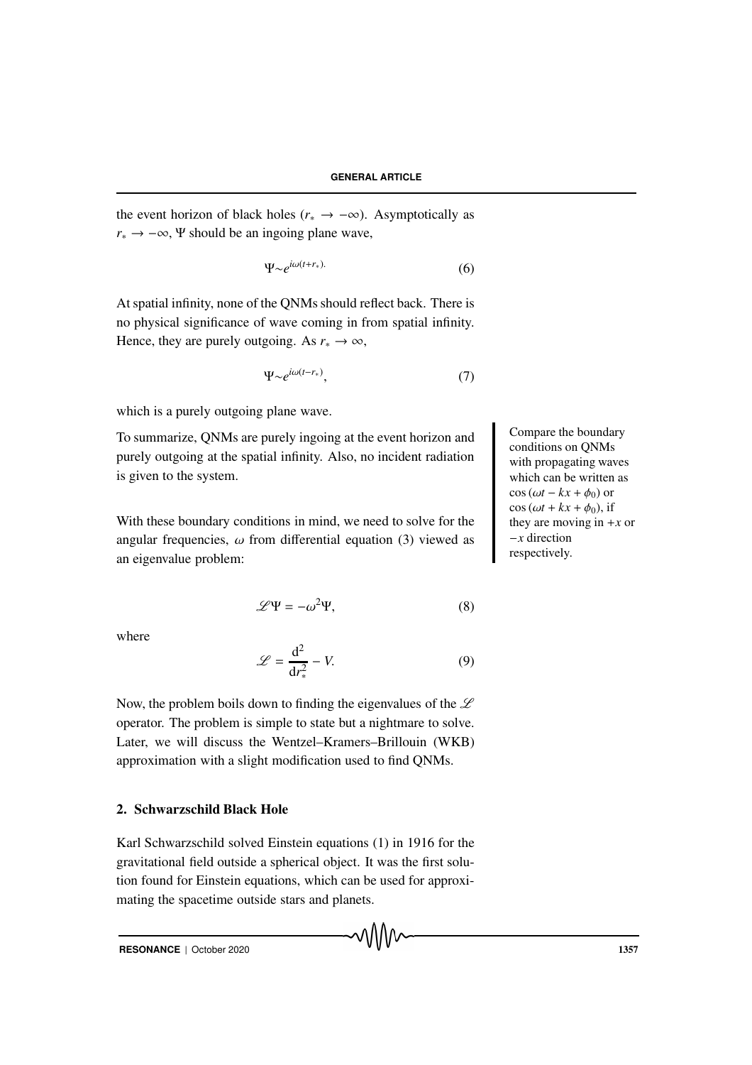the event horizon of black holes ($r_* \to -\infty$). Asymptotically as $r_* \to -\infty$, $\Psi$ should be an ingoing plane wave,

$$\Psi \sim e^{i\omega(t+r_*)}. \tag{6}$$

At spatial infinity, none of the QNMs should reflect back. There is no physical significance of wave coming in from spatial infinity. Hence, they are purely outgoing. As $r_* \to \infty$,

$$\Psi \sim e^{i\omega(t-r_*)}, \tag{7}$$

which is a purely outgoing plane wave.

To summarize, QNMs are purely ingoing at the event horizon and purely outgoing at the spatial infinity. Also, no incident radiation is given to the system.

Compare the boundary conditions on QNMs with propagating waves which can be written as $\cos(\omega t - kx + \phi_0)$ or $\cos(\omega t + kx + \phi_0)$, if they are moving in $+x$ or $-x$ direction respectively.

With these boundary conditions in mind, we need to solve for the angular frequencies, $\omega$ from differential equation (3) viewed as an eigenvalue problem:

$$\mathscr{L}\Psi = -\omega^2\Psi, \tag{8}$$

where

$$\mathscr{L} = \frac{\mathrm{d}^2}{\mathrm{d}r_*^2} - V. \tag{9}$$

Now, the problem boils down to finding the eigenvalues of the $\mathscr{L}$ operator. The problem is simple to state but a nightmare to solve. Later, we will discuss the Wentzel–Kramers–Brillouin (WKB) approximation with a slight modification used to find QNMs.

## 2. Schwarzschild Black Hole

Karl Schwarzschild solved Einstein equations (1) in 1916 for the gravitational field outside a spherical object. It was the first solution found for Einstein equations, which can be used for approximating the spacetime outside stars and planets.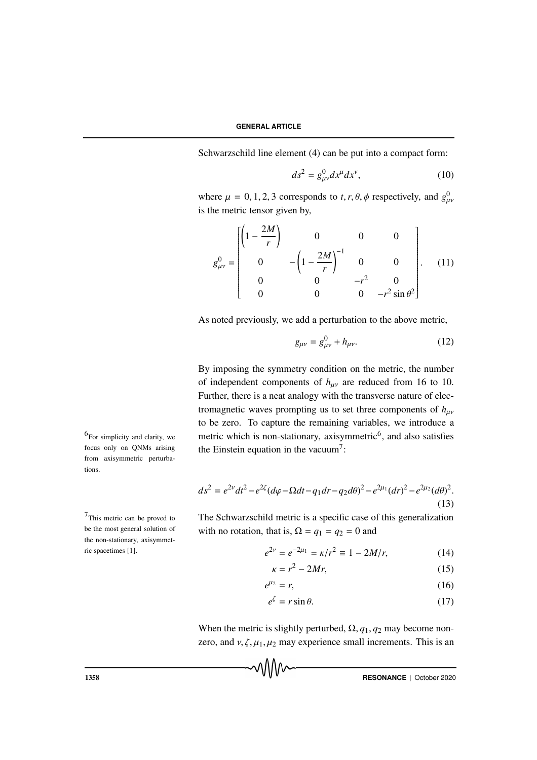Schwarzschild line element (4) can be put into a compact form:

$$ds^2 = g^0_{\mu\nu} dx^\mu dx^\nu, \tag{10}$$

where $\mu = 0, 1, 2, 3$ corresponds to $t, r, \theta, \phi$ respectively, and $g^0_{\mu\nu}$ is the metric tensor given by,

$$g^0_{\mu\nu} = \begin{bmatrix} \left(1 - \dfrac{2M}{r}\right) & 0 & 0 & 0 \\ 0 & -\left(1 - \dfrac{2M}{r}\right)^{-1} & 0 & 0 \\ 0 & 0 & -r^2 & 0 \\ 0 & 0 & 0 & -r^2 \sin\theta^2 \end{bmatrix}. \tag{11}$$

As noted previously, we add a perturbation to the above metric,

$$g_{\mu\nu} = g^0_{\mu\nu} + h_{\mu\nu}. \tag{12}$$

By imposing the symmetry condition on the metric, the number of independent components of $h_{\mu\nu}$ are reduced from 16 to 10. Further, there is a neat analogy with the transverse nature of electromagnetic waves prompting us to set three components of $h_{\mu\nu}$ to be zero. To capture the remaining variables, we introduce a metric which is non-stationary, axisymmetric[6], and also satisfies the Einstein equation in the vacuum[7]:

[6] For simplicity and clarity, we focus only on QNMs arising from axisymmetric perturbations.

[7] This metric can be proved to be the most general solution of the non-stationary, axisymmetric spacetimes [1].

$$ds^2 = e^{2\nu} dt^2 - e^{2\zeta}(d\varphi - \Omega dt - q_1 dr - q_2 d\theta)^2 - e^{2\mu_1}(dr)^2 - e^{2\mu_2}(d\theta)^2. \tag{13}$$

The Schwarzschild metric is a specific case of this generalization with no rotation, that is, $\Omega = q_1 = q_2 = 0$ and

$$e^{2\nu} = e^{-2\mu_1} = \kappa/r^2 \equiv 1 - 2M/r, \tag{14}$$

$$\kappa = r^2 - 2Mr, \tag{15}$$

$$e^{\mu_2} = r, \tag{16}$$

$$e^{\zeta} = r \sin\theta. \tag{17}$$

When the metric is slightly perturbed, $\Omega, q_1, q_2$ may become nonzero, and $\nu, \zeta, \mu_1, \mu_2$ may experience small increments. This is an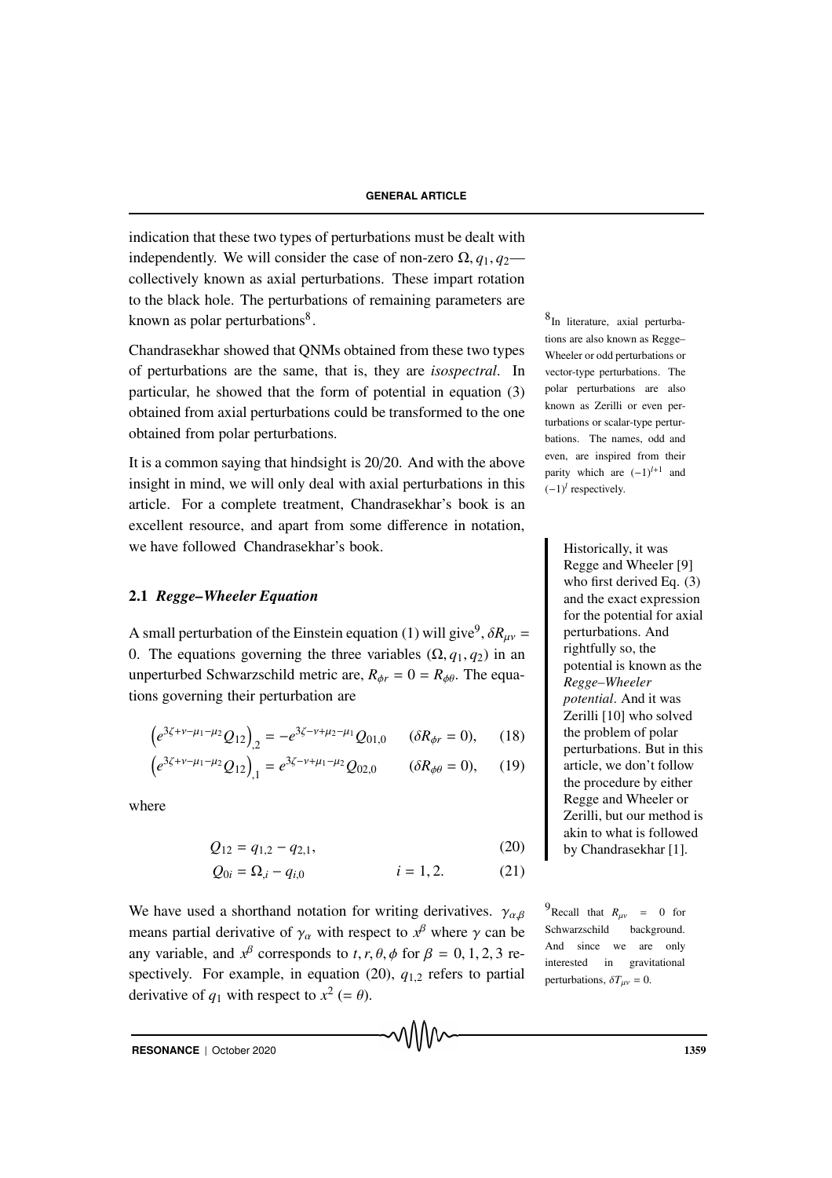indication that these two types of perturbations must be dealt with independently. We will consider the case of non-zero $\Omega, q_1, q_2$—collectively known as axial perturbations. These impart rotation to the black hole. The perturbations of remaining parameters are known as polar perturbations[8].

Chandrasekhar showed that QNMs obtained from these two types of perturbations are the same, that is, they are *isospectral*. In particular, he showed that the form of potential in equation (3) obtained from axial perturbations could be transformed to the one obtained from polar perturbations.

It is a common saying that hindsight is 20/20. And with the above insight in mind, we will only deal with axial perturbations in this article. For a complete treatment, Chandrasekhar's book is an excellent resource, and apart from some difference in notation, we have followed Chandrasekhar's book.

[8] In literature, axial perturbations are also known as Regge–Wheeler or odd perturbations or vector-type perturbations. The polar perturbations are also known as Zerilli or even perturbations or scalar-type perturbations. The names, odd and even, are inspired from their parity which are $(-1)^{l+1}$ and $(-1)^l$ respectively.

Historically, it was Regge and Wheeler [9] who first derived Eq. (3) and the exact expression for the potential for axial perturbations. And rightfully so, the potential is known as the *Regge–Wheeler potential*. And it was Zerilli [10] who solved the problem of polar perturbations. But in this article, we don't follow the procedure by either Regge and Wheeler or Zerilli, but our method is akin to what is followed by Chandrasekhar [1].

### 2.1 *Regge–Wheeler Equation*

A small perturbation of the Einstein equation (1) will give[9], $\delta R_{\mu\nu} = 0$. The equations governing the three variables $(\Omega, q_1, q_2)$ in an unperturbed Schwarzschild metric are, $R_{\phi r} = 0 = R_{\phi\theta}$. The equations governing their perturbation are

$$\left(e^{3\zeta+\nu-\mu_1-\mu_2}Q_{12}\right)_{,2} = -e^{3\zeta-\nu+\mu_2-\mu_1}Q_{01,0} \qquad (\delta R_{\phi r} = 0), \qquad (18)$$

$$\left(e^{3\zeta+\nu-\mu_1-\mu_2}Q_{12}\right)_{,1} = e^{3\zeta-\nu+\mu_1-\mu_2}Q_{02,0} \qquad (\delta R_{\phi\theta} = 0), \qquad (19)$$

where

$$Q_{12} = q_{1,2} - q_{2,1}, \qquad (20)$$

$$Q_{0i} = \Omega_{,i} - q_{i,0} \qquad i = 1, 2. \qquad (21)$$

We have used a shorthand notation for writing derivatives. $\gamma_{\alpha,\beta}$ means partial derivative of $\gamma_\alpha$ with respect to $x^\beta$ where $\gamma$ can be any variable, and $x^\beta$ corresponds to $t, r, \theta, \phi$ for $\beta = 0, 1, 2, 3$ respectively. For example, in equation (20), $q_{1,2}$ refers to partial derivative of $q_1$ with respect to $x^2$ $(= \theta)$.

[9] Recall that $R_{\mu\nu} = 0$ for Schwarzschild background. And since we are only interested in gravitational perturbations, $\delta T_{\mu\nu} = 0$.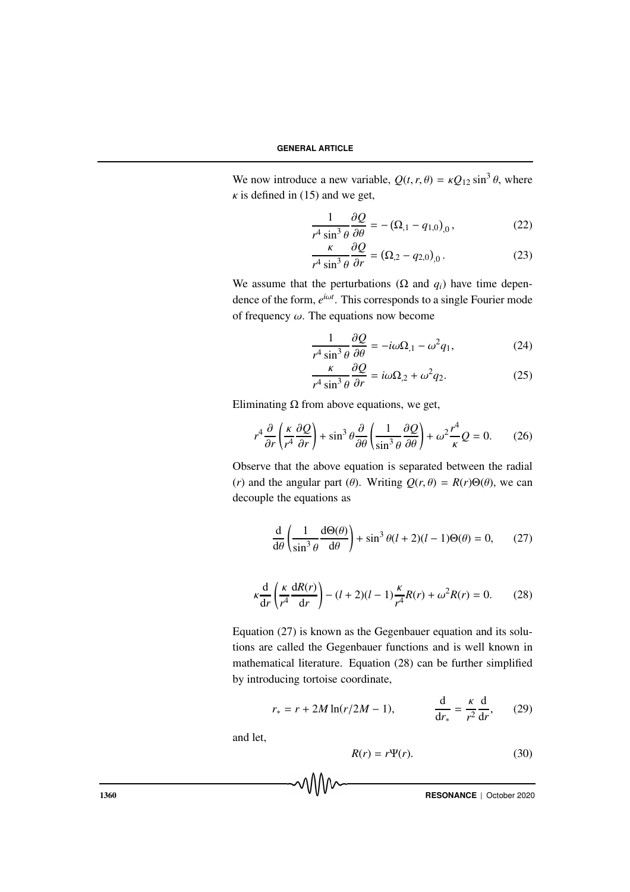We now introduce a new variable, $Q(t, r, \theta) = \kappa Q_{12} \sin^3 \theta$, where $\kappa$ is defined in (15) and we get,

$$\frac{1}{r^4 \sin^3 \theta} \frac{\partial Q}{\partial \theta} = -\left(\Omega_{,1} - q_{1,0}\right)_{,0}, \tag{22}$$

$$\frac{\kappa}{r^4 \sin^3 \theta} \frac{\partial Q}{\partial r} = \left(\Omega_{,2} - q_{2,0}\right)_{,0}. \tag{23}$$

We assume that the perturbations ($\Omega$ and $q_i$) have time dependence of the form, $e^{i\omega t}$. This corresponds to a single Fourier mode of frequency $\omega$. The equations now become

$$\frac{1}{r^4 \sin^3 \theta} \frac{\partial Q}{\partial \theta} = -i\omega \Omega_{,1} - \omega^2 q_1, \tag{24}$$

$$\frac{\kappa}{r^4 \sin^3 \theta} \frac{\partial Q}{\partial r} = i\omega \Omega_{,2} + \omega^2 q_2. \tag{25}$$

Eliminating $\Omega$ from above equations, we get,

$$r^4 \frac{\partial}{\partial r}\left(\frac{\kappa}{r^4} \frac{\partial Q}{\partial r}\right) + \sin^3 \theta \frac{\partial}{\partial \theta}\left(\frac{1}{\sin^3 \theta} \frac{\partial Q}{\partial \theta}\right) + \omega^2 \frac{r^4}{\kappa} Q = 0. \tag{26}$$

Observe that the above equation is separated between the radial ($r$) and the angular part ($\theta$). Writing $Q(r, \theta) = R(r)\Theta(\theta)$, we can decouple the equations as

$$\frac{\mathrm{d}}{\mathrm{d}\theta}\left(\frac{1}{\sin^3 \theta} \frac{\mathrm{d}\Theta(\theta)}{\mathrm{d}\theta}\right) + \sin^3 \theta (l+2)(l-1)\Theta(\theta) = 0, \tag{27}$$

$$\kappa \frac{\mathrm{d}}{\mathrm{d}r}\left(\frac{\kappa}{r^4} \frac{\mathrm{d}R(r)}{\mathrm{d}r}\right) - (l+2)(l-1)\frac{\kappa}{r^4} R(r) + \omega^2 R(r) = 0. \tag{28}$$

Equation (27) is known as the Gegenbauer equation and its solutions are called the Gegenbauer functions and is well known in mathematical literature. Equation (28) can be further simplified by introducing tortoise coordinate,

$$r_* = r + 2M \ln(r/2M - 1), \qquad \frac{\mathrm{d}}{\mathrm{d}r_*} = \frac{\kappa}{r^2} \frac{\mathrm{d}}{\mathrm{d}r}, \tag{29}$$

and let,

$$R(r) = r\Psi(r). \tag{30}$$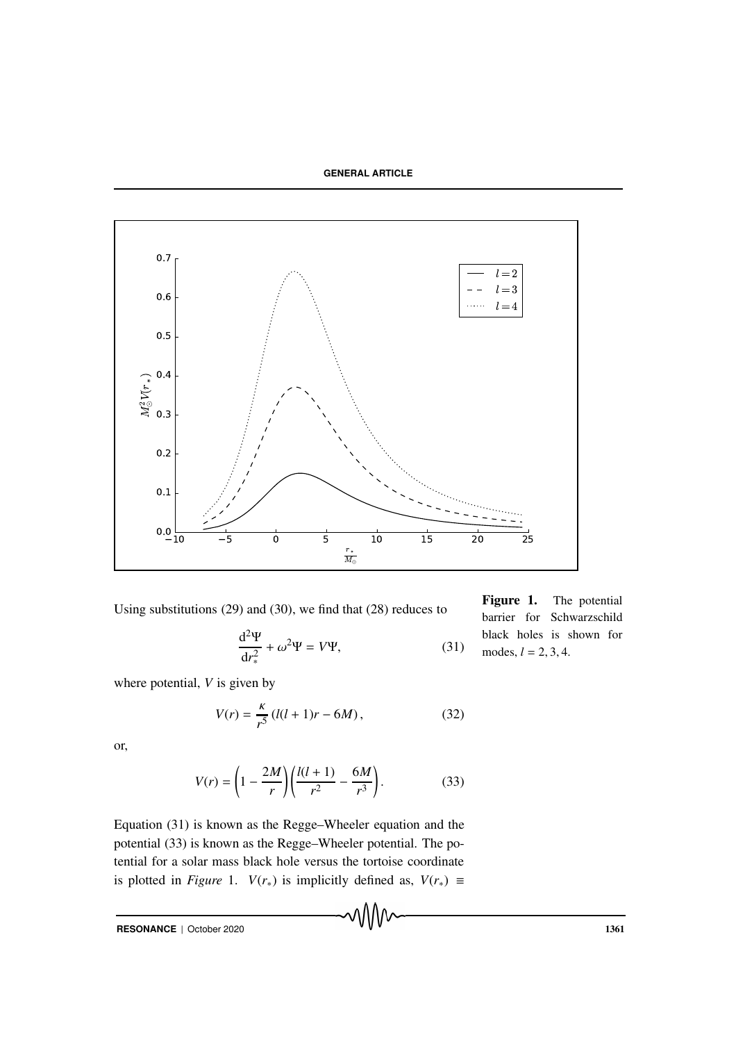**Figure 1.** The potential barrier for Schwarzschild black holes is shown for modes, $l = 2, 3, 4$.

Using substitutions (29) and (30), we find that (28) reduces to

$$\frac{\mathrm{d}^2\Psi}{\mathrm{d}r_*^2} + \omega^2\Psi = V\Psi, \tag{31}$$

where potential, $V$ is given by

$$V(r) = \frac{\kappa}{r^5}\left(l(l+1)r - 6M\right), \tag{32}$$

or,

$$V(r) = \left(1 - \frac{2M}{r}\right)\left(\frac{l(l+1)}{r^2} - \frac{6M}{r^3}\right). \tag{33}$$

Equation (31) is known as the Regge–Wheeler equation and the potential (33) is known as the Regge–Wheeler potential. The potential for a solar mass black hole versus the tortoise coordinate is plotted in *Figure* 1. $V(r_*)$ is implicitly defined as, $V(r_*) \equiv$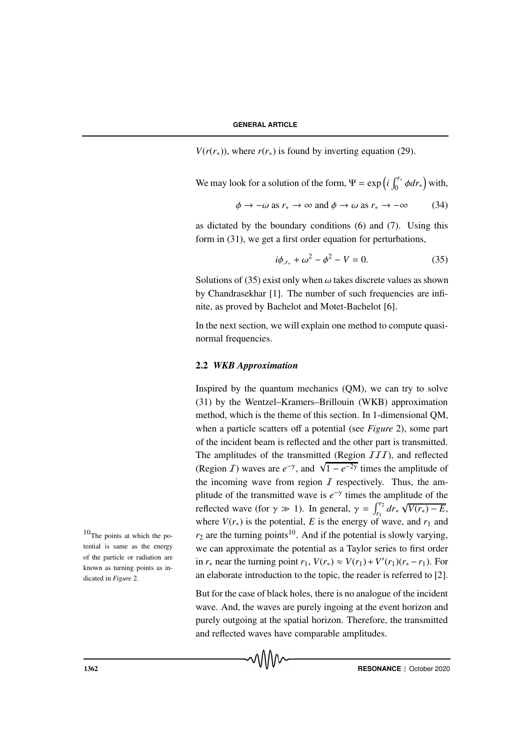$V(r(r_*))$, where $r(r_*)$ is found by inverting equation (29).

We may look for a solution of the form, $\Psi = \exp\left(i \int_0^{r_*} \phi dr_*\right)$ with,

$$\phi \to -\omega \text{ as } r_* \to \infty \text{ and } \phi \to \omega \text{ as } r_* \to -\infty \tag{34}$$

as dictated by the boundary conditions (6) and (7). Using this form in (31), we get a first order equation for perturbations,

$$i\phi_{,r_*} + \omega^2 - \phi^2 - V = 0. \tag{35}$$

Solutions of (35) exist only when $\omega$ takes discrete values as shown by Chandrasekhar [1]. The number of such frequencies are infinite, as proved by Bachelot and Motet-Bachelot [6].

In the next section, we will explain one method to compute quasinormal frequencies.

### 2.2 *WKB Approximation*

Inspired by the quantum mechanics (QM), we can try to solve (31) by the Wentzel–Kramers–Brillouin (WKB) approximation method, which is the theme of this section. In 1-dimensional QM, when a particle scatters off a potential (see *Figure* 2), some part of the incident beam is reflected and the other part is transmitted. The amplitudes of the transmitted (Region $\mathcal{III}$), and reflected (Region $\mathcal{I}$) waves are $e^{-\gamma}$, and $\sqrt{1-e^{-2\gamma}}$ times the amplitude of the incoming wave from region $\mathcal{I}$ respectively. Thus, the amplitude of the transmitted wave is $e^{-\gamma}$ times the amplitude of the reflected wave (for $\gamma \gg 1$). In general, $\gamma = \int_{r_1}^{r_2} dr_* \sqrt{V(r_*) - E}$, where $V(r_*)$ is the potential, $E$ is the energy of wave, and $r_1$ and $r_2$ are the turning points[10]. And if the potential is slowly varying, we can approximate the potential as a Taylor series to first order in $r_*$ near the turning point $r_1$, $V(r_*) \approx V(r_1) + V'(r_1)(r_* - r_1)$. For an elaborate introduction to the topic, the reader is referred to [2].

[10] The points at which the potential is same as the energy of the particle or radiation are known as turning points as indicated in *Figure* 2.

But for the case of black holes, there is no analogue of the incident wave. And, the waves are purely ingoing at the event horizon and purely outgoing at the spatial horizon. Therefore, the transmitted and reflected waves have comparable amplitudes.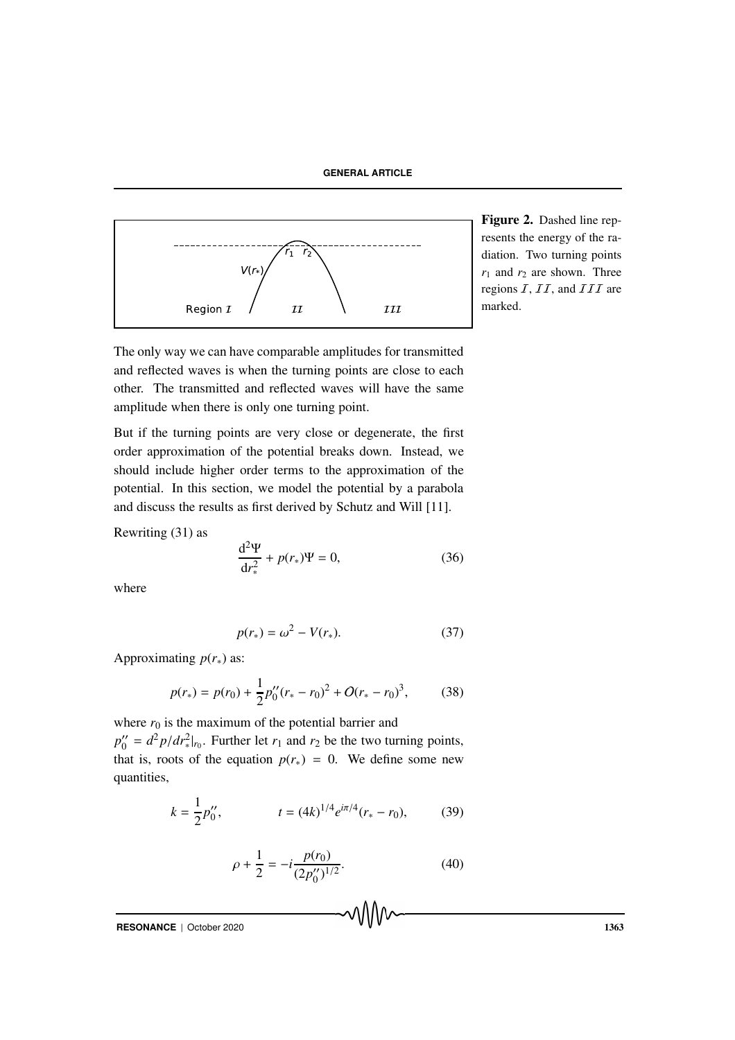**Figure 2.** Dashed line represents the energy of the radiation. Two turning points $r_1$ and $r_2$ are shown. Three regions $I$, $II$, and $III$ are marked.

The only way we can have comparable amplitudes for transmitted and reflected waves is when the turning points are close to each other. The transmitted and reflected waves will have the same amplitude when there is only one turning point.

But if the turning points are very close or degenerate, the first order approximation of the potential breaks down. Instead, we should include higher order terms to the approximation of the potential. In this section, we model the potential by a parabola and discuss the results as first derived by Schutz and Will [11].

Rewriting (31) as

$$\frac{\mathrm{d}^2\Psi}{\mathrm{d}r_*^2} + p(r_*)\Psi = 0, \tag{36}$$

where

$$p(r_*) = \omega^2 - V(r_*). \tag{37}$$

Approximating $p(r_*)$ as:

$$p(r_*) = p(r_0) + \frac{1}{2}p_0''(r_* - r_0)^2 + O(r_* - r_0)^3, \tag{38}$$

where $r_0$ is the maximum of the potential barrier and $p_0'' = d^2p/dr_*^2|_{r_0}$. Further let $r_1$ and $r_2$ be the two turning points, that is, roots of the equation $p(r_*) = 0$. We define some new quantities,

$$k = \frac{1}{2}p_0'', \qquad t = (4k)^{1/4}e^{i\pi/4}(r_* - r_0), \tag{39}$$

$$\rho + \frac{1}{2} = -i\frac{p(r_0)}{(2p_0'')^{1/2}}. \tag{40}$$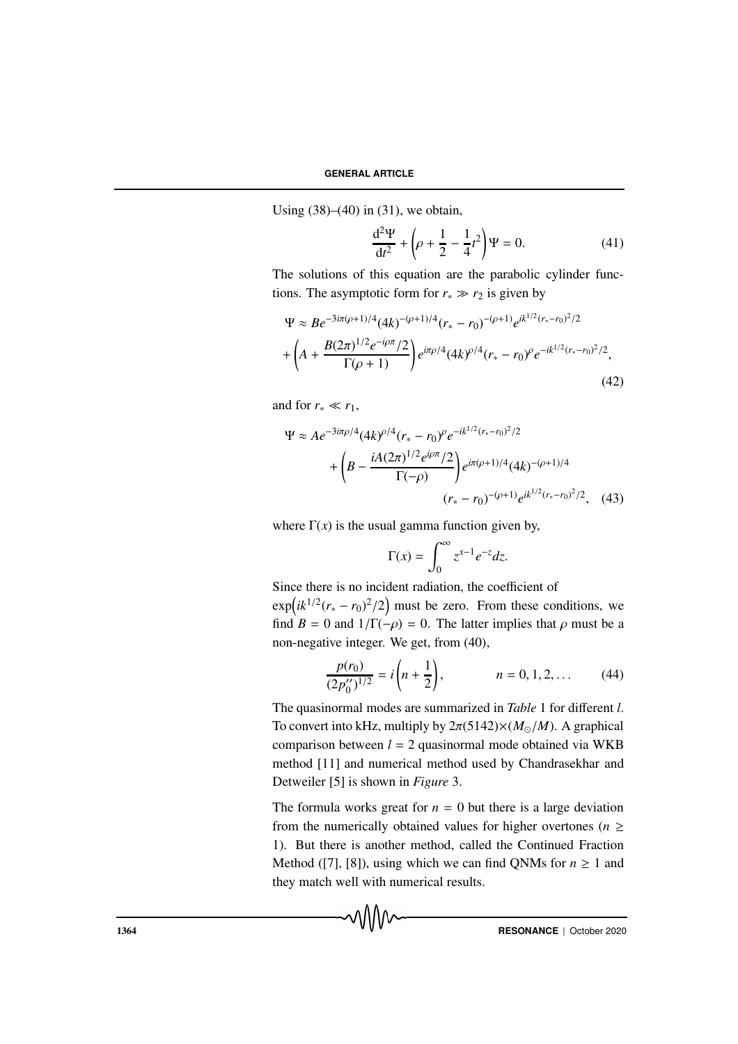Using (38)–(40) in (31), we obtain,

$$\frac{\mathrm{d}^2\Psi}{\mathrm{d}t^2} + \left(\rho + \frac{1}{2} - \frac{1}{4}t^2\right)\Psi = 0. \tag{41}$$

The solutions of this equation are the parabolic cylinder functions. The asymptotic form for $r_* \gg r_2$ is given by

$$\Psi \approx Be^{-3i\pi(\rho+1)/4}(4k)^{-(\rho+1)/4}(r_* - r_0)^{-(\rho+1)}e^{ik^{1/2}(r_*-r_0)^2/2} + \left(A + \frac{B(2\pi)^{1/2}e^{-i\rho\pi}/2}{\Gamma(\rho+1)}\right)e^{i\pi\rho/4}(4k)^{\rho/4}(r_* - r_0)^{\rho}e^{-ik^{1/2}(r_*-r_0)^2/2}, \tag{42}$$

and for $r_* \ll r_1$,

$$\Psi \approx Ae^{-3i\pi\rho/4}(4k)^{\rho/4}(r_* - r_0)^{\rho}e^{-ik^{1/2}(r_*-r_0)^2/2} + \left(B - \frac{iA(2\pi)^{1/2}e^{i\rho\pi}/2}{\Gamma(-\rho)}\right)e^{i\pi(\rho+1)/4}(4k)^{-(\rho+1)/4}(r_* - r_0)^{-(\rho+1)}e^{ik^{1/2}(r_*-r_0)^2/2}, \tag{43}$$

where $\Gamma(x)$ is the usual gamma function given by,

$$\Gamma(x) = \int_0^\infty z^{x-1}e^{-z}dz.$$

Since there is no incident radiation, the coefficient of $\exp\left(ik^{1/2}(r_* - r_0)^2/2\right)$ must be zero. From these conditions, we find $B = 0$ and $1/\Gamma(-\rho) = 0$. The latter implies that $\rho$ must be a non-negative integer. We get, from (40),

$$\frac{p(r_0)}{(2p_0'')^{1/2}} = i\left(n + \frac{1}{2}\right), \qquad n = 0, 1, 2, \ldots \tag{44}$$

The quasinormal modes are summarized in *Table* 1 for different $l$. To convert into kHz, multiply by $2\pi(5142)\times(M_\odot/M)$. A graphical comparison between $l = 2$ quasinormal mode obtained via WKB method [11] and numerical method used by Chandrasekhar and Detweiler [5] is shown in *Figure* 3.

The formula works great for $n = 0$ but there is a large deviation from the numerically obtained values for higher overtones ($n \geq 1$). But there is another method, called the Continued Fraction Method ([7], [8]), using which we can find QNMs for $n \geq 1$ and they match well with numerical results.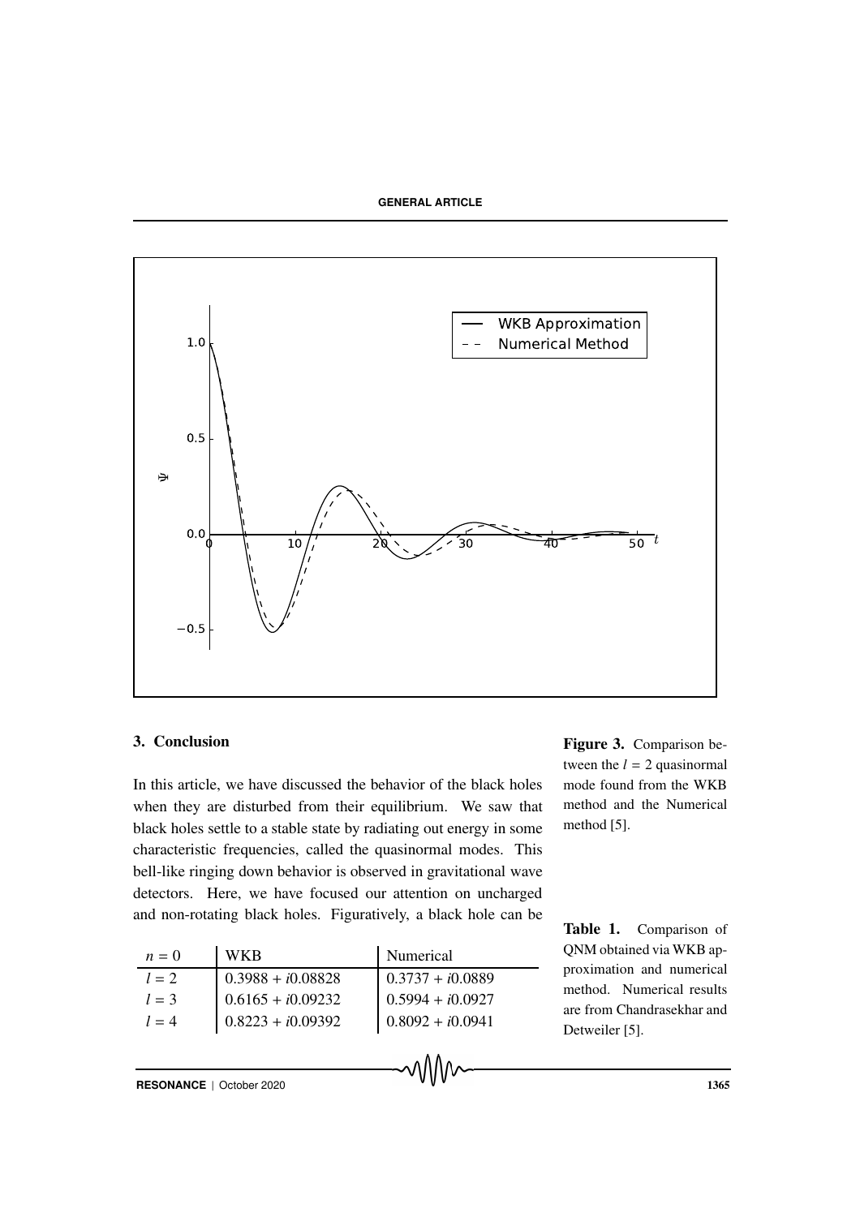Figure 3. Comparison between the $l = 2$ quasinormal mode found from the WKB method and the Numerical method [5].

## 3. Conclusion

In this article, we have discussed the behavior of the black holes when they are disturbed from their equilibrium. We saw that black holes settle to a stable state by radiating out energy in some characteristic frequencies, called the quasinormal modes. This bell-like ringing down behavior is observed in gravitational wave detectors. Here, we have focused our attention on uncharged and non-rotating black holes. Figuratively, a black hole can be

| $n = 0$ | WKB | Numerical |
|---|---|---|
| $l = 2$ | $0.3988 + i0.08828$ | $0.3737 + i0.0889$ |
| $l = 3$ | $0.6165 + i0.09232$ | $0.5994 + i0.0927$ |
| $l = 4$ | $0.8223 + i0.09392$ | $0.8092 + i0.0941$ |

**Table 1.** Comparison of QNM obtained via WKB approximation and numerical method. Numerical results are from Chandrasekhar and Detweiler [5].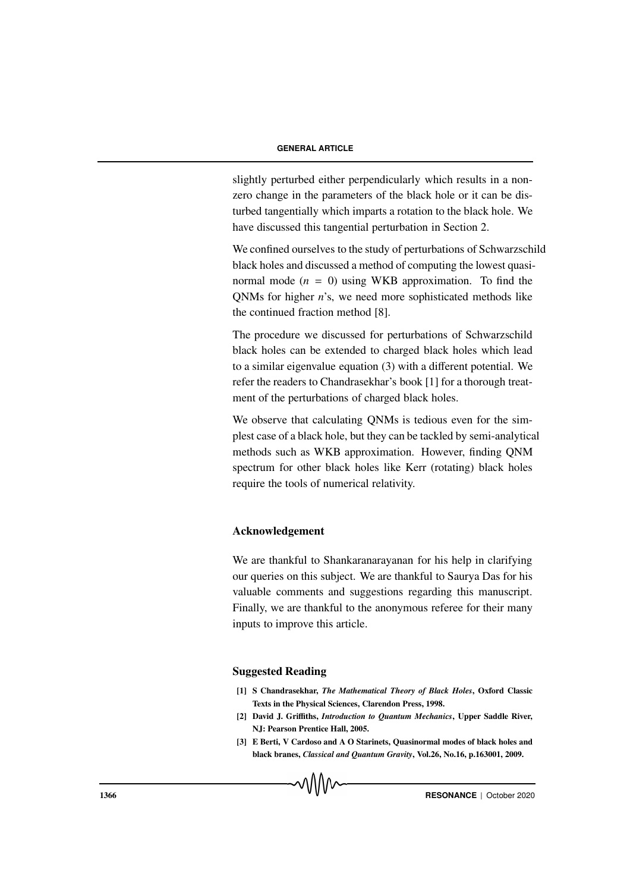slightly perturbed either perpendicularly which results in a non-zero change in the parameters of the black hole or it can be disturbed tangentially which imparts a rotation to the black hole. We have discussed this tangential perturbation in Section 2.

We confined ourselves to the study of perturbations of Schwarzschild black holes and discussed a method of computing the lowest quasi-normal mode ($n = 0$) using WKB approximation. To find the QNMs for higher $n$'s, we need more sophisticated methods like the continued fraction method [8].

The procedure we discussed for perturbations of Schwarzschild black holes can be extended to charged black holes which lead to a similar eigenvalue equation (3) with a different potential. We refer the readers to Chandrasekhar's book [1] for a thorough treatment of the perturbations of charged black holes.

We observe that calculating QNMs is tedious even for the simplest case of a black hole, but they can be tackled by semi-analytical methods such as WKB approximation. However, finding QNM spectrum for other black holes like Kerr (rotating) black holes require the tools of numerical relativity.

### Acknowledgement

We are thankful to Shankaranarayanan for his help in clarifying our queries on this subject. We are thankful to Saurya Das for his valuable comments and suggestions regarding this manuscript. Finally, we are thankful to the anonymous referee for their many inputs to improve this article.

### Suggested Reading

**[1] S Chandrasekhar, *The Mathematical Theory of Black Holes*, Oxford Classic Texts in the Physical Sciences, Clarendon Press, 1998.**

**[2] David J. Griffiths, *Introduction to Quantum Mechanics*, Upper Saddle River, NJ: Pearson Prentice Hall, 2005.**

**[3] E Berti, V Cardoso and A O Starinets, Quasinormal modes of black holes and black branes, *Classical and Quantum Gravity*, Vol.26, No.16, p.163001, 2009.**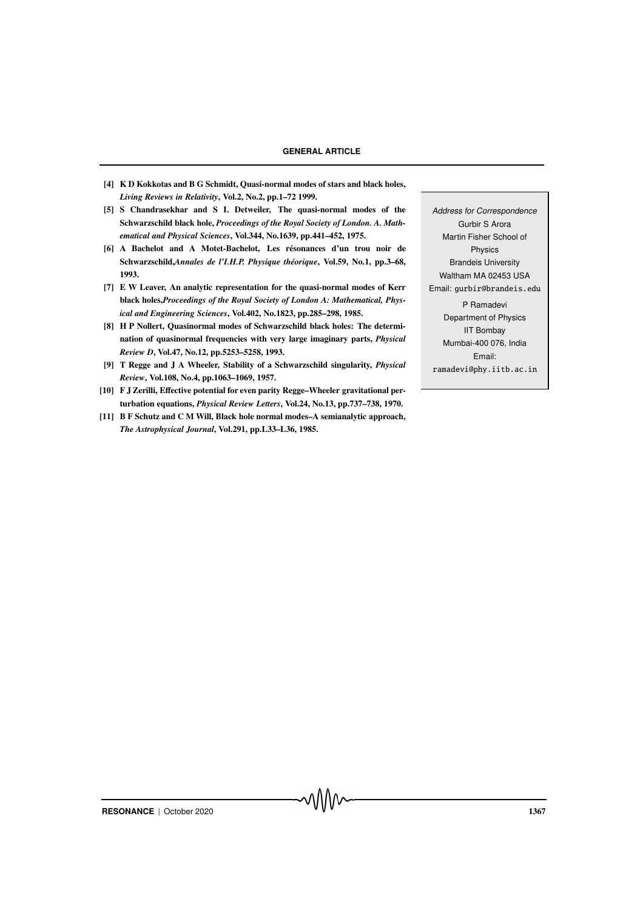**[4] K D Kokkotas and B G Schmidt, Quasi-normal modes of stars and black holes, *Living Reviews in Relativity*, Vol.2, No.2, pp.1–72 1999.**

**[5] S Chandrasekhar and S L Detweiler, The quasi-normal modes of the Schwarzschild black hole, *Proceedings of the Royal Society of London. A. Mathematical and Physical Sciences*, Vol.344, No.1639, pp.441–452, 1975.**

**[6] A Bachelot and A Motet-Bachelot, Les résonances d'un trou noir de Schwarzschild,*Annales de l'I.H.P. Physique théorique*, Vol.59, No.1, pp.3–68, 1993.**

**[7] E W Leaver, An analytic representation for the quasi-normal modes of Kerr black holes,*Proceedings of the Royal Society of London A: Mathematical, Physical and Engineering Sciences*, Vol.402, No.1823, pp.285–298, 1985.**

**[8] H P Nollert, Quasinormal modes of Schwarzschild black holes: The determination of quasinormal frequencies with very large imaginary parts, *Physical Review D*, Vol.47, No.12, pp.5253–5258, 1993.**

**[9] T Regge and J A Wheeler, Stability of a Schwarzschild singularity, *Physical Review*, Vol.108, No.4, pp.1063–1069, 1957.**

**[10] F J Zerilli, Effective potential for even parity Regge–Wheeler gravitational perturbation equations, *Physical Review Letters*, Vol.24, No.13, pp.737–738, 1970.**

**[11] B F Schutz and C M Will, Black hole normal modes–A semianalytic approach, *The Astrophysical Journal*, Vol.291, pp.L33–L36, 1985.**

*Address for Correspondence*

Gurbir S Arora
Martin Fisher School of Physics
Brandeis University
Waltham MA 02453 USA
Email: gurbir@brandeis.edu

P Ramadevi
Department of Physics
IIT Bombay
Mumbai-400 076, India
Email:
ramadevi@phy.iitb.ac.in